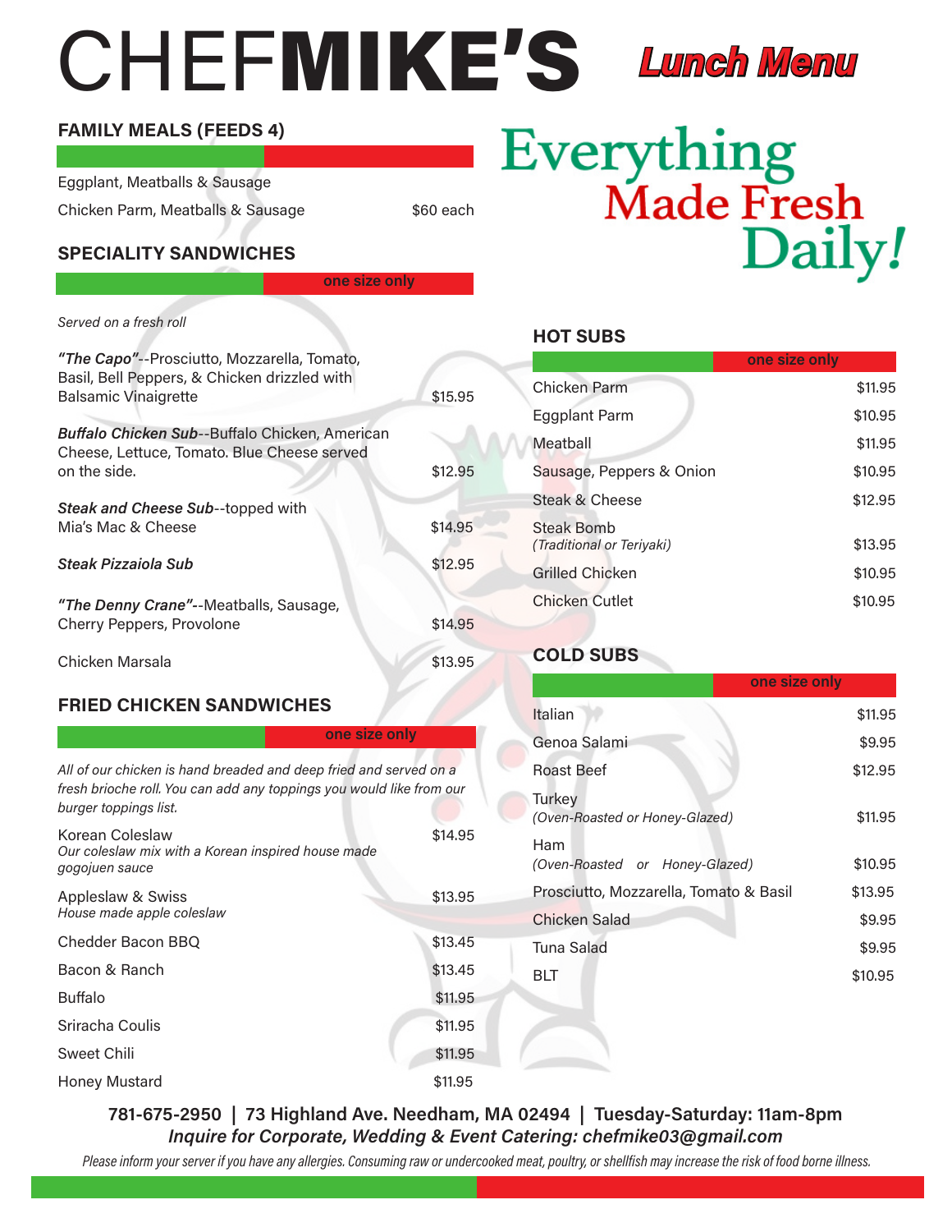# CHEFMIKE'S Lunch Menu

## Everything Made Fresh Daily!

### FAMILY MEALS (FEEDS 4)

| Item | Price |
|---|---|
| Eggplant, Meatballs & Sausage | |
| Chicken Parm, Meatballs & Sausage | $60 each |

### SPECIALITY SANDWICHES

**one size only**

*Served on a fresh roll*

| Item | Price |
|---|---|
| ***"The Capo"***--Prosciutto, Mozzarella, Tomato, Basil, Bell Peppers, & Chicken drizzled with Balsamic Vinaigrette | $15.95 |
| ***Buffalo Chicken Sub***--Buffalo Chicken, American Cheese, Lettuce, Tomato. Blue Cheese served on the side. | $12.95 |
| ***Steak and Cheese Sub***--topped with Mia's Mac & Cheese | $14.95 |
| ***Steak Pizzaiola Sub*** | $12.95 |
| ***"The Denny Crane"***--Meatballs, Sausage, Cherry Peppers, Provolone | $14.95 |
| Chicken Marsala | $13.95 |

### FRIED CHICKEN SANDWICHES

**one size only**

*All of our chicken is hand breaded and deep fried and served on a fresh brioche roll. You can add any toppings you would like from our burger toppings list.*

| Item | Price |
|---|---|
| Korean Coleslaw *Our coleslaw mix with a Korean inspired house made gogojuen sauce* | $14.95 |
| Appleslaw & Swiss *House made apple coleslaw* | $13.95 |
| Chedder Bacon BBQ | $13.45 |
| Bacon & Ranch | $13.45 |
| Buffalo | $11.95 |
| Sriracha Coulis | $11.95 |
| Sweet Chili | $11.95 |
| Honey Mustard | $11.95 |

### HOT SUBS

**one size only**

| Item | Price |
|---|---|
| Chicken Parm | $11.95 |
| Eggplant Parm | $10.95 |
| Meatball | $11.95 |
| Sausage, Peppers & Onion | $10.95 |
| Steak & Cheese | $12.95 |
| Steak Bomb *(Traditional or Teriyaki)* | $13.95 |
| Grilled Chicken | $10.95 |
| Chicken Cutlet | $10.95 |

### COLD SUBS

**one size only**

| Item | Price |
|---|---|
| Italian | $11.95 |
| Genoa Salami | $9.95 |
| Roast Beef | $12.95 |
| Turkey *(Oven-Roasted or Honey-Glazed)* | $11.95 |
| Ham *(Oven-Roasted or Honey-Glazed)* | $10.95 |
| Prosciutto, Mozzarella, Tomato & Basil | $13.95 |
| Chicken Salad | $9.95 |
| Tuna Salad | $9.95 |
| BLT | $10.95 |

**781-675-2950 | 73 Highland Ave. Needham, MA 02494 | Tuesday-Saturday: 11am-8pm**

***Inquire for Corporate, Wedding & Event Catering: chefmike03@gmail.com***

*Please inform your server if you have any allergies. Consuming raw or undercooked meat, poultry, or shellfish may increase the risk of food borne illness.*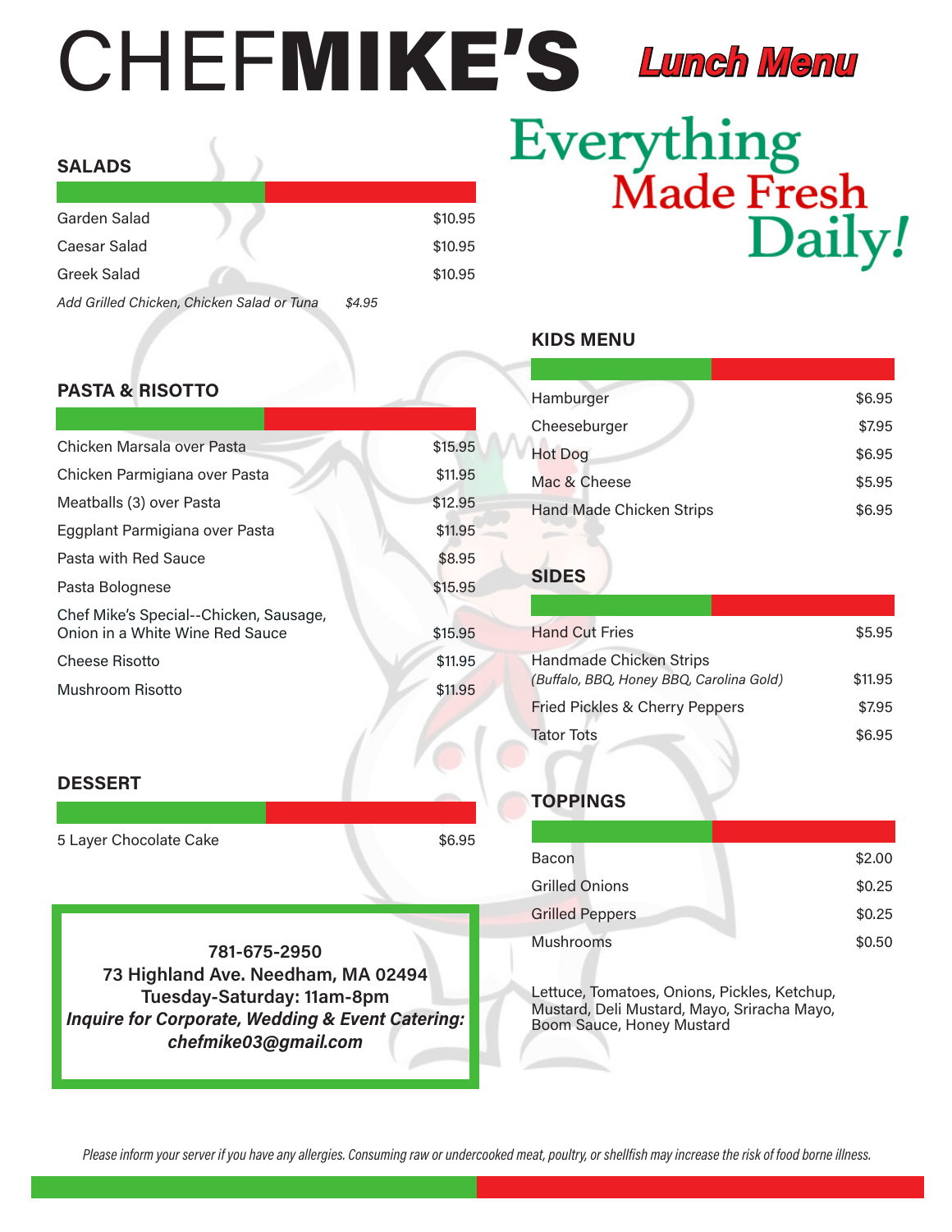# CHEF**MIKE'S** *Lunch Menu*

## Everything Made Fresh Daily!

### SALADS

| | |
|---|---|
| Garden Salad | $10.95 |
| Caesar Salad | $10.95 |
| Greek Salad | $10.95 |
| *Add Grilled Chicken, Chicken Salad or Tuna* | *$4.95* |

### PASTA & RISOTTO

| | |
|---|---|
| Chicken Marsala over Pasta | $15.95 |
| Chicken Parmigiana over Pasta | $11.95 |
| Meatballs (3) over Pasta | $12.95 |
| Eggplant Parmigiana over Pasta | $11.95 |
| Pasta with Red Sauce | $8.95 |
| Pasta Bolognese | $15.95 |
| Chef Mike's Special--Chicken, Sausage, Onion in a White Wine Red Sauce | $15.95 |
| Cheese Risotto | $11.95 |
| Mushroom Risotto | $11.95 |

### DESSERT

| | |
|---|---|
| 5 Layer Chocolate Cake | $6.95 |

**781-675-2950**
**73 Highland Ave. Needham, MA 02494**
**Tuesday-Saturday: 11am-8pm**
***Inquire for Corporate, Wedding & Event Catering:***
***chefmike03@gmail.com***

### KIDS MENU

| | |
|---|---|
| Hamburger | $6.95 |
| Cheeseburger | $7.95 |
| Hot Dog | $6.95 |
| Mac & Cheese | $5.95 |
| Hand Made Chicken Strips | $6.95 |

### SIDES

| | |
|---|---|
| Hand Cut Fries | $5.95 |
| Handmade Chicken Strips *(Buffalo, BBQ, Honey BBQ, Carolina Gold)* | $11.95 |
| Fried Pickles & Cherry Peppers | $7.95 |
| Tator Tots | $6.95 |

### TOPPINGS

| | |
|---|---|
| Bacon | $2.00 |
| Grilled Onions | $0.25 |
| Grilled Peppers | $0.25 |
| Mushrooms | $0.50 |

Lettuce, Tomatoes, Onions, Pickles, Ketchup, Mustard, Deli Mustard, Mayo, Sriracha Mayo, Boom Sauce, Honey Mustard

*Please inform your server if you have any allergies. Consuming raw or undercooked meat, poultry, or shellfish may increase the risk of food borne illness.*